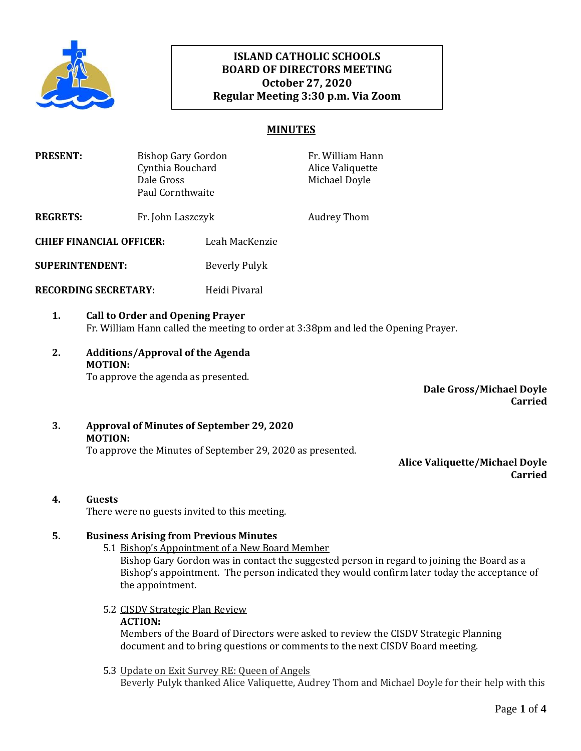**ISLAND CATHOLIC SCHOOLS**
**BOARD OF DIRECTORS MEETING**
**October 27, 2020**
**Regular Meeting 3:30 p.m. Via Zoom**

## MINUTES

**PRESENT:** Bishop Gary Gordon, Cynthia Bouchard, Dale Gross, Paul Cornthwaite, Fr. William Hann, Alice Valiquette, Michael Doyle

**REGRETS:** Fr. John Laszczyk, Audrey Thom

**CHIEF FINANCIAL OFFICER:** Leah MacKenzie

**SUPERINTENDENT:** Beverly Pulyk

**RECORDING SECRETARY:** Heidi Pivaral

**1. Call to Order and Opening Prayer**
Fr. William Hann called the meeting to order at 3:38pm and led the Opening Prayer.

**2. Additions/Approval of the Agenda**
**MOTION:**
To approve the agenda as presented.

**Dale Gross/Michael Doyle**
**Carried**

**3. Approval of Minutes of September 29, 2020**
**MOTION:**
To approve the Minutes of September 29, 2020 as presented.

**Alice Valiquette/Michael Doyle**
**Carried**

**4. Guests**
There were no guests invited to this meeting.

**5. Business Arising from Previous Minutes**

5.1 Bishop's Appointment of a New Board Member
Bishop Gary Gordon was in contact the suggested person in regard to joining the Board as a Bishop's appointment. The person indicated they would confirm later today the acceptance of the appointment.

5.2 CISDV Strategic Plan Review
**ACTION:**
Members of the Board of Directors were asked to review the CISDV Strategic Planning document and to bring questions or comments to the next CISDV Board meeting.

5.3 Update on Exit Survey RE: Queen of Angels
Beverly Pulyk thanked Alice Valiquette, Audrey Thom and Michael Doyle for their help with this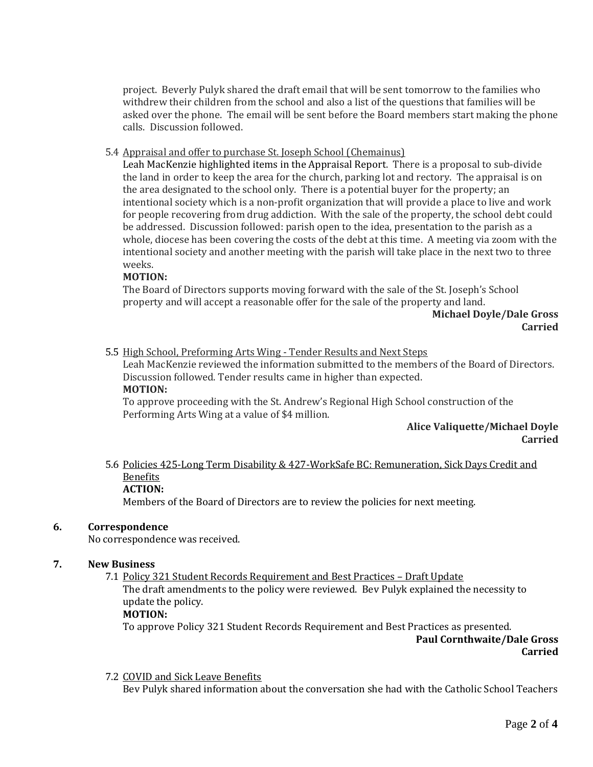project. Beverly Pulyk shared the draft email that will be sent tomorrow to the families who withdrew their children from the school and also a list of the questions that families will be asked over the phone. The email will be sent before the Board members start making the phone calls. Discussion followed.

5.4 Appraisal and offer to purchase St. Joseph School (Chemainus)

Leah MacKenzie highlighted items in the Appraisal Report. There is a proposal to sub-divide the land in order to keep the area for the church, parking lot and rectory. The appraisal is on the area designated to the school only. There is a potential buyer for the property; an intentional society which is a non-profit organization that will provide a place to live and work for people recovering from drug addiction. With the sale of the property, the school debt could be addressed. Discussion followed: parish open to the idea, presentation to the parish as a whole, diocese has been covering the costs of the debt at this time. A meeting via zoom with the intentional society and another meeting with the parish will take place in the next two to three weeks.

**MOTION:**

The Board of Directors supports moving forward with the sale of the St. Joseph's School property and will accept a reasonable offer for the sale of the property and land.

**Michael Doyle/Dale Gross**
**Carried**

5.5 High School, Preforming Arts Wing - Tender Results and Next Steps

Leah MacKenzie reviewed the information submitted to the members of the Board of Directors. Discussion followed. Tender results came in higher than expected.

**MOTION:**

To approve proceeding with the St. Andrew's Regional High School construction of the Performing Arts Wing at a value of $4 million.

**Alice Valiquette/Michael Doyle**
**Carried**

5.6 Policies 425-Long Term Disability & 427-WorkSafe BC: Remuneration, Sick Days Credit and Benefits

**ACTION:**

Members of the Board of Directors are to review the policies for next meeting.

## 6. Correspondence

No correspondence was received.

## 7. New Business

7.1 Policy 321 Student Records Requirement and Best Practices – Draft Update

The draft amendments to the policy were reviewed. Bev Pulyk explained the necessity to update the policy.

**MOTION:**

To approve Policy 321 Student Records Requirement and Best Practices as presented.

**Paul Cornthwaite/Dale Gross**
**Carried**

7.2 COVID and Sick Leave Benefits

Bev Pulyk shared information about the conversation she had with the Catholic School Teachers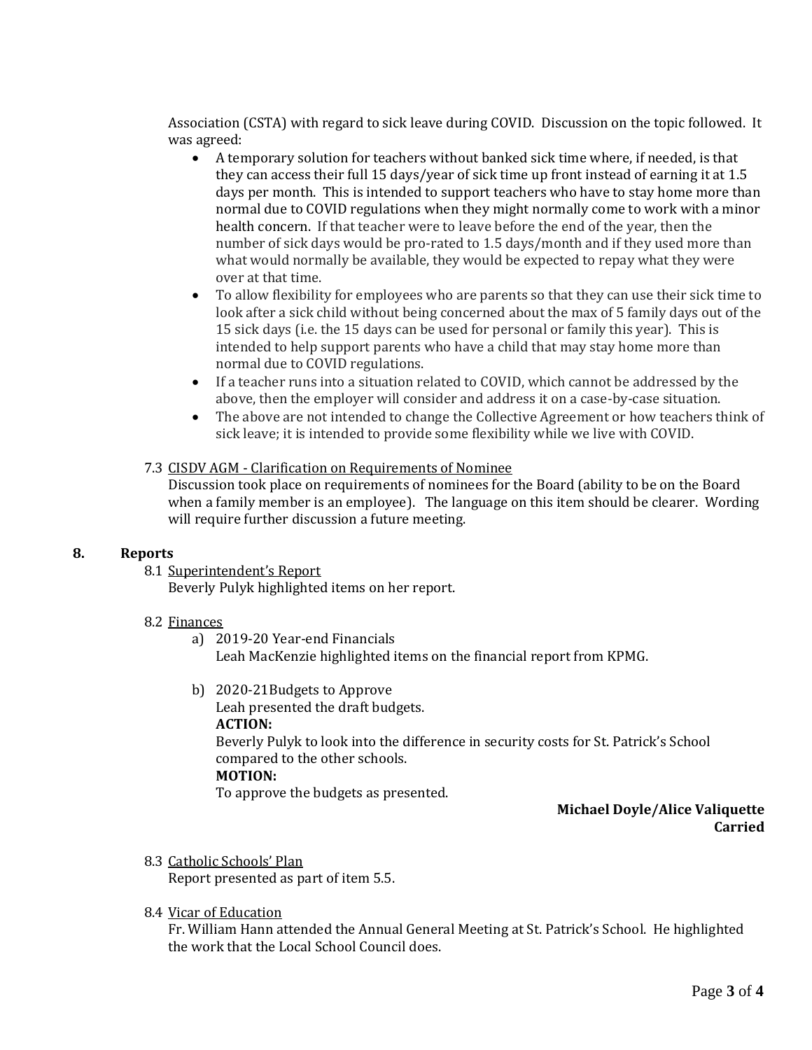Association (CSTA) with regard to sick leave during COVID. Discussion on the topic followed. It was agreed:

- A temporary solution for teachers without banked sick time where, if needed, is that they can access their full 15 days/year of sick time up front instead of earning it at 1.5 days per month. This is intended to support teachers who have to stay home more than normal due to COVID regulations when they might normally come to work with a minor health concern. If that teacher were to leave before the end of the year, then the number of sick days would be pro-rated to 1.5 days/month and if they used more than what would normally be available, they would be expected to repay what they were over at that time.
- To allow flexibility for employees who are parents so that they can use their sick time to look after a sick child without being concerned about the max of 5 family days out of the 15 sick days (i.e. the 15 days can be used for personal or family this year). This is intended to help support parents who have a child that may stay home more than normal due to COVID regulations.
- If a teacher runs into a situation related to COVID, which cannot be addressed by the above, then the employer will consider and address it on a case-by-case situation.
- The above are not intended to change the Collective Agreement or how teachers think of sick leave; it is intended to provide some flexibility while we live with COVID.

7.3 CISDV AGM - Clarification on Requirements of Nominee

Discussion took place on requirements of nominees for the Board (ability to be on the Board when a family member is an employee). The language on this item should be clearer. Wording will require further discussion a future meeting.

## 8. Reports

8.1 Superintendent's Report

Beverly Pulyk highlighted items on her report.

8.2 Finances

a) 2019-20 Year-end Financials

Leah MacKenzie highlighted items on the financial report from KPMG.

b) 2020-21Budgets to Approve

Leah presented the draft budgets.

**ACTION:**

Beverly Pulyk to look into the difference in security costs for St. Patrick's School compared to the other schools.

**MOTION:**

To approve the budgets as presented.

**Michael Doyle/Alice Valiquette**
**Carried**

8.3 Catholic Schools' Plan

Report presented as part of item 5.5.

8.4 Vicar of Education

Fr. William Hann attended the Annual General Meeting at St. Patrick's School. He highlighted the work that the Local School Council does.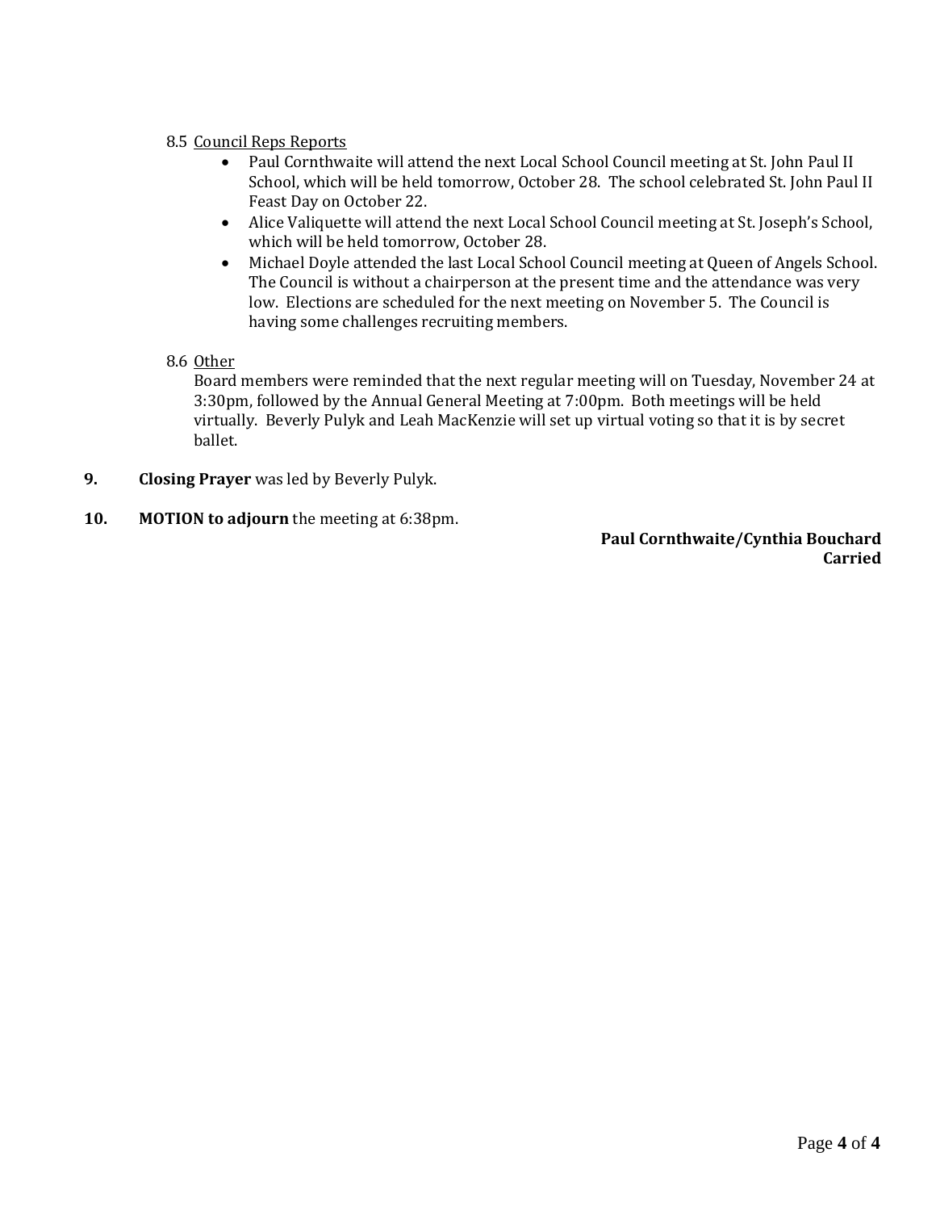8.5 Council Reps Reports

- Paul Cornthwaite will attend the next Local School Council meeting at St. John Paul II School, which will be held tomorrow, October 28. The school celebrated St. John Paul II Feast Day on October 22.
- Alice Valiquette will attend the next Local School Council meeting at St. Joseph's School, which will be held tomorrow, October 28.
- Michael Doyle attended the last Local School Council meeting at Queen of Angels School. The Council is without a chairperson at the present time and the attendance was very low. Elections are scheduled for the next meeting on November 5. The Council is having some challenges recruiting members.

8.6 Other

Board members were reminded that the next regular meeting will on Tuesday, November 24 at 3:30pm, followed by the Annual General Meeting at 7:00pm. Both meetings will be held virtually. Beverly Pulyk and Leah MacKenzie will set up virtual voting so that it is by secret ballet.

**9.** **Closing Prayer** was led by Beverly Pulyk.

**10.** **MOTION to adjourn** the meeting at 6:38pm.

**Paul Cornthwaite/Cynthia Bouchard**
**Carried**